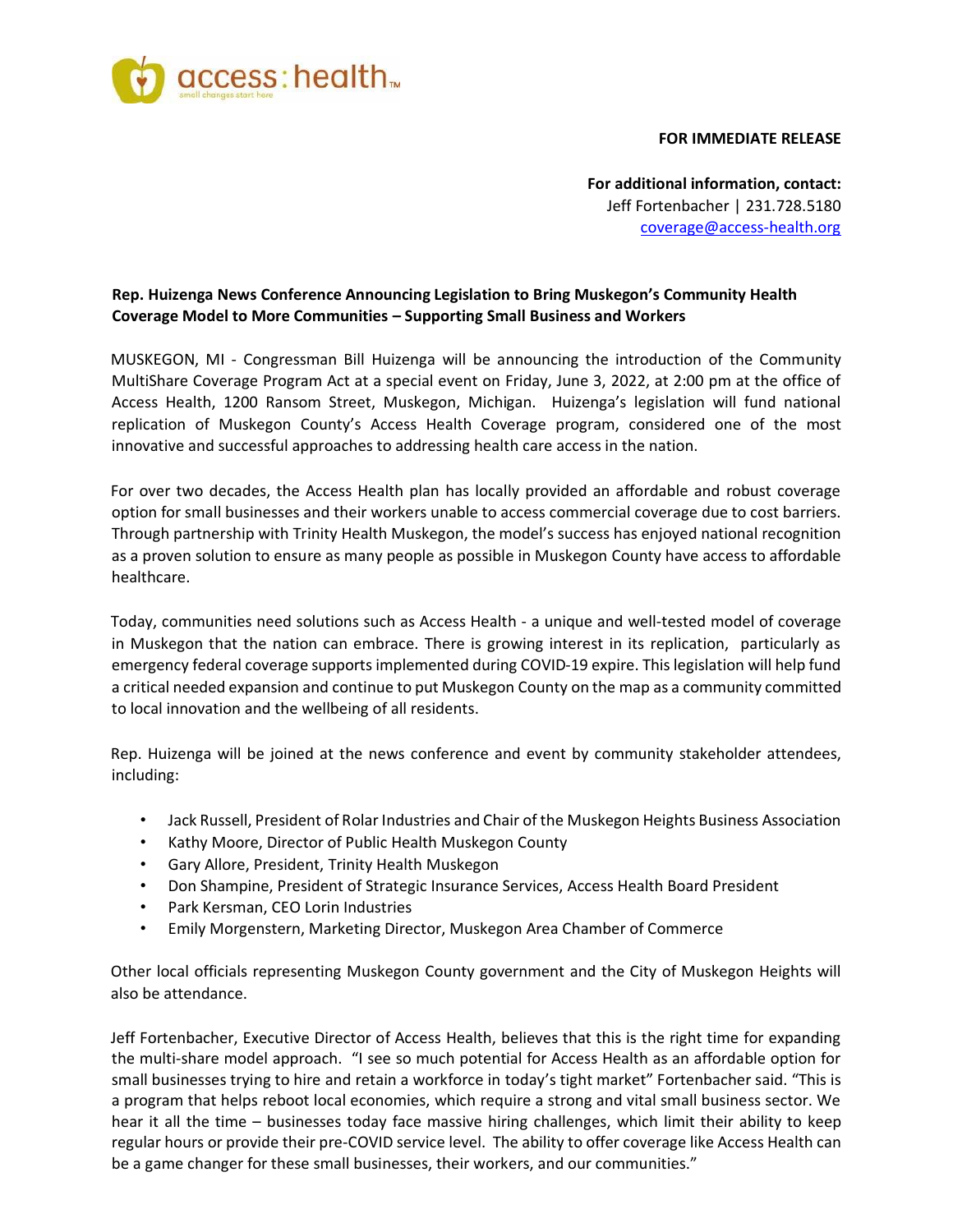access : health™
small changes start here

**FOR IMMEDIATE RELEASE**

**For additional information, contact:**
Jeff Fortenbacher | 231.728.5180
coverage@access-health.org

**Rep. Huizenga News Conference Announcing Legislation to Bring Muskegon's Community Health Coverage Model to More Communities – Supporting Small Business and Workers**

MUSKEGON, MI - Congressman Bill Huizenga will be announcing the introduction of the Community MultiShare Coverage Program Act at a special event on Friday, June 3, 2022, at 2:00 pm at the office of Access Health, 1200 Ransom Street, Muskegon, Michigan. Huizenga's legislation will fund national replication of Muskegon County's Access Health Coverage program, considered one of the most innovative and successful approaches to addressing health care access in the nation.

For over two decades, the Access Health plan has locally provided an affordable and robust coverage option for small businesses and their workers unable to access commercial coverage due to cost barriers. Through partnership with Trinity Health Muskegon, the model's success has enjoyed national recognition as a proven solution to ensure as many people as possible in Muskegon County have access to affordable healthcare.

Today, communities need solutions such as Access Health - a unique and well-tested model of coverage in Muskegon that the nation can embrace. There is growing interest in its replication, particularly as emergency federal coverage supports implemented during COVID-19 expire. This legislation will help fund a critical needed expansion and continue to put Muskegon County on the map as a community committed to local innovation and the wellbeing of all residents.

Rep. Huizenga will be joined at the news conference and event by community stakeholder attendees, including:

- Jack Russell, President of Rolar Industries and Chair of the Muskegon Heights Business Association
- Kathy Moore, Director of Public Health Muskegon County
- Gary Allore, President, Trinity Health Muskegon
- Don Shampine, President of Strategic Insurance Services, Access Health Board President
- Park Kersman, CEO Lorin Industries
- Emily Morgenstern, Marketing Director, Muskegon Area Chamber of Commerce

Other local officials representing Muskegon County government and the City of Muskegon Heights will also be attendance.

Jeff Fortenbacher, Executive Director of Access Health, believes that this is the right time for expanding the multi-share model approach. "I see so much potential for Access Health as an affordable option for small businesses trying to hire and retain a workforce in today's tight market" Fortenbacher said. "This is a program that helps reboot local economies, which require a strong and vital small business sector. We hear it all the time – businesses today face massive hiring challenges, which limit their ability to keep regular hours or provide their pre-COVID service level. The ability to offer coverage like Access Health can be a game changer for these small businesses, their workers, and our communities."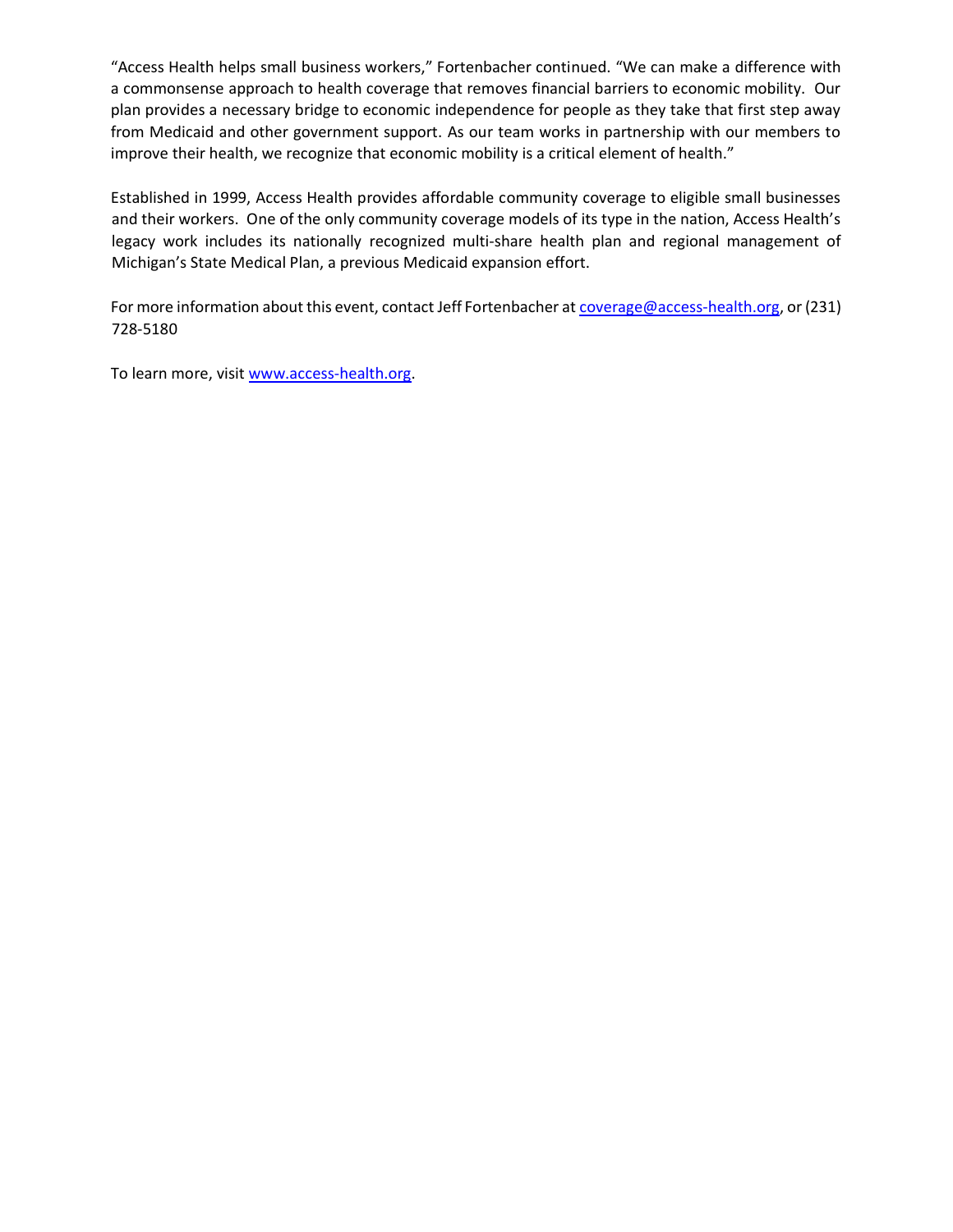"Access Health helps small business workers," Fortenbacher continued. "We can make a difference with a commonsense approach to health coverage that removes financial barriers to economic mobility. Our plan provides a necessary bridge to economic independence for people as they take that first step away from Medicaid and other government support. As our team works in partnership with our members to improve their health, we recognize that economic mobility is a critical element of health."

Established in 1999, Access Health provides affordable community coverage to eligible small businesses and their workers. One of the only community coverage models of its type in the nation, Access Health's legacy work includes its nationally recognized multi-share health plan and regional management of Michigan's State Medical Plan, a previous Medicaid expansion effort.

For more information about this event, contact Jeff Fortenbacher at coverage@access-health.org, or (231) 728-5180

To learn more, visit www.access-health.org.